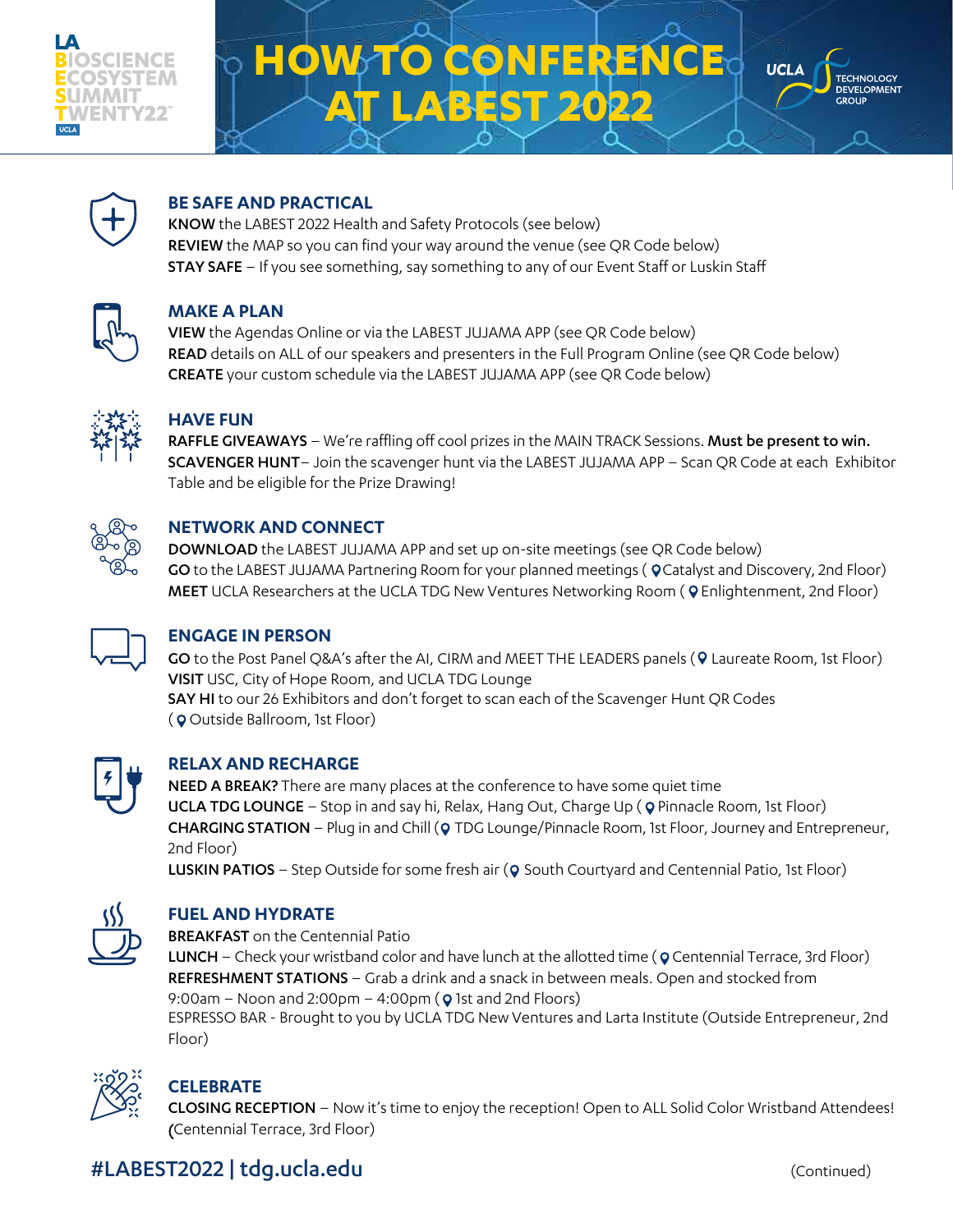LA BIOSCIENCE ECOSYSTEM SUMMIT TWENTY22

# HOW TO CONFERENCE AT LABEST 2022

UCLA TECHNOLOGY DEVELOPMENT GROUP

## BE SAFE AND PRACTICAL

**KNOW** the LABEST 2022 Health and Safety Protocols (see below)
**REVIEW** the MAP so you can find your way around the venue (see QR Code below)
**STAY SAFE** – If you see something, say something to any of our Event Staff or Luskin Staff

## MAKE A PLAN

**VIEW** the Agendas Online or via the LABEST JUJAMA APP (see QR Code below)
**READ** details on ALL of our speakers and presenters in the Full Program Online (see QR Code below)
**CREATE** your custom schedule via the LABEST JUJAMA APP (see QR Code below)

## HAVE FUN

**RAFFLE GIVEAWAYS** – We're raffling off cool prizes in the MAIN TRACK Sessions. **Must be present to win.**
**SCAVENGER HUNT**– Join the scavenger hunt via the LABEST JUJAMA APP – Scan QR Code at each Exhibitor Table and be eligible for the Prize Drawing!

## NETWORK AND CONNECT

**DOWNLOAD** the LABEST JUJAMA APP and set up on-site meetings (see QR Code below)
**GO** to the LABEST JUJAMA Partnering Room for your planned meetings ( Catalyst and Discovery, 2nd Floor)
**MEET** UCLA Researchers at the UCLA TDG New Ventures Networking Room ( Enlightenment, 2nd Floor)

## ENGAGE IN PERSON

**GO** to the Post Panel Q&A's after the AI, CIRM and MEET THE LEADERS panels ( Laureate Room, 1st Floor)
**VISIT** USC, City of Hope Room, and UCLA TDG Lounge
**SAY HI** to our 26 Exhibitors and don't forget to scan each of the Scavenger Hunt QR Codes ( Outside Ballroom, 1st Floor)

## RELAX AND RECHARGE

**NEED A BREAK?** There are many places at the conference to have some quiet time
**UCLA TDG LOUNGE** – Stop in and say hi, Relax, Hang Out, Charge Up ( Pinnacle Room, 1st Floor)
**CHARGING STATION** – Plug in and Chill ( TDG Lounge/Pinnacle Room, 1st Floor, Journey and Entrepreneur, 2nd Floor)
**LUSKIN PATIOS** – Step Outside for some fresh air ( South Courtyard and Centennial Patio, 1st Floor)

## FUEL AND HYDRATE

**BREAKFAST** on the Centennial Patio
**LUNCH** – Check your wristband color and have lunch at the allotted time ( Centennial Terrace, 3rd Floor)
**REFRESHMENT STATIONS** – Grab a drink and a snack in between meals. Open and stocked from 9:00am – Noon and 2:00pm – 4:00pm ( 1st and 2nd Floors)
ESPRESSO BAR - Brought to you by UCLA TDG New Ventures and Larta Institute (Outside Entrepreneur, 2nd Floor)

## CELEBRATE

**CLOSING RECEPTION** – Now it's time to enjoy the reception! Open to ALL Solid Color Wristband Attendees! (Centennial Terrace, 3rd Floor)

**#LABEST2022 | tdg.ucla.edu**

(Continued)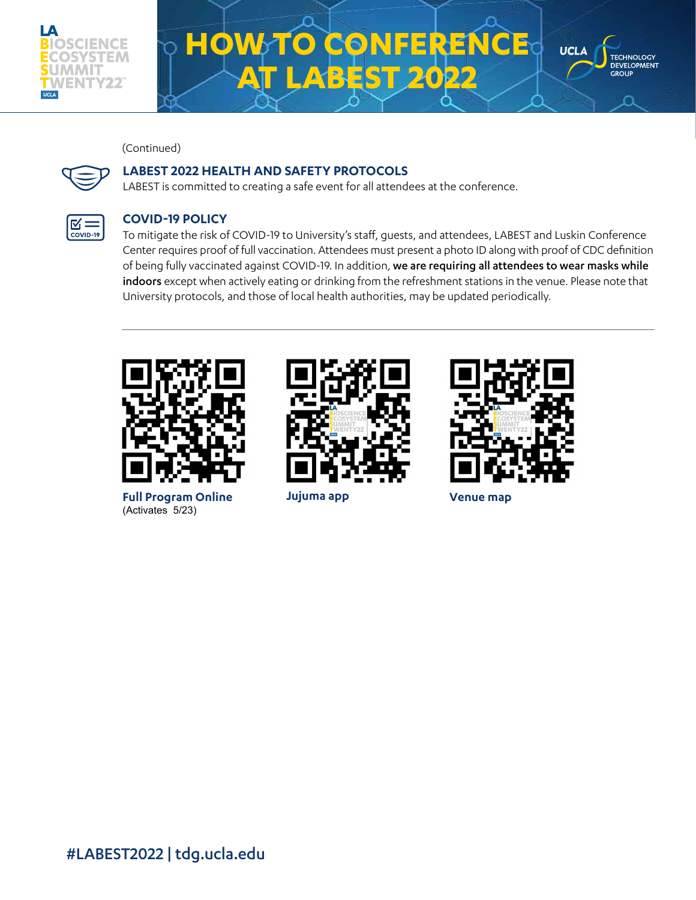# HOW TO CONFERENCE AT LABEST 2022

(Continued)

## LABEST 2022 HEALTH AND SAFETY PROTOCOLS

LABEST is committed to creating a safe event for all attendees at the conference.

## COVID-19 POLICY

To mitigate the risk of COVID-19 to University's staff, guests, and attendees, LABEST and Luskin Conference Center requires proof of full vaccination. Attendees must present a photo ID along with proof of CDC definition of being fully vaccinated against COVID-19. In addition, **we are requiring all attendees to wear masks while indoors** except when actively eating or drinking from the refreshment stations in the venue. Please note that University protocols, and those of local health authorities, may be updated periodically.

---

**Full Program Online**
(Activates 5/23)

**Jujuma app**

**Venue map**

#LABEST2022 | tdg.ucla.edu